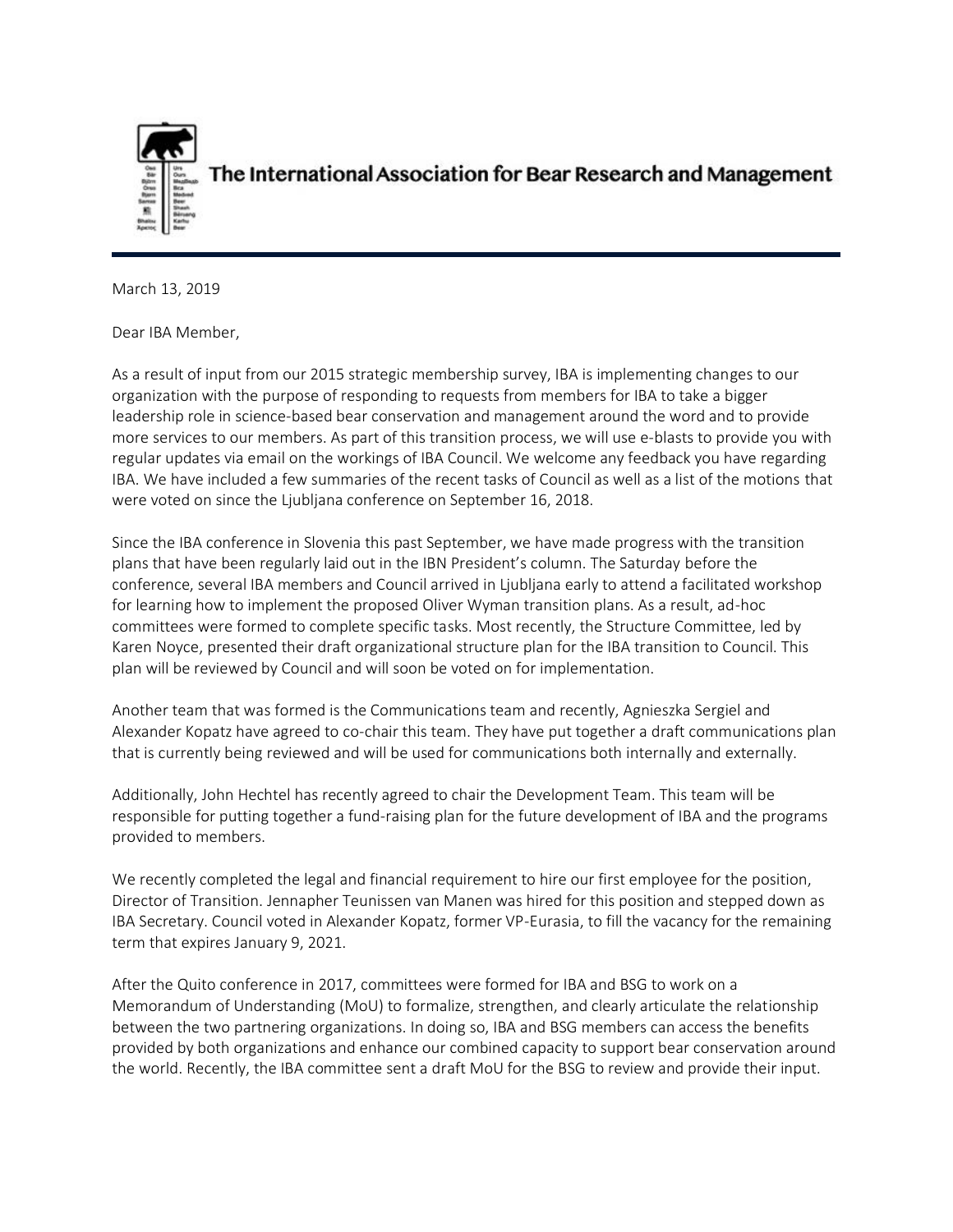The International Association for Bear Research and Management

March 13, 2019

Dear IBA Member,

As a result of input from our 2015 strategic membership survey, IBA is implementing changes to our organization with the purpose of responding to requests from members for IBA to take a bigger leadership role in science-based bear conservation and management around the word and to provide more services to our members. As part of this transition process, we will use e-blasts to provide you with regular updates via email on the workings of IBA Council. We welcome any feedback you have regarding IBA. We have included a few summaries of the recent tasks of Council as well as a list of the motions that were voted on since the Ljubljana conference on September 16, 2018.

Since the IBA conference in Slovenia this past September, we have made progress with the transition plans that have been regularly laid out in the IBN President's column. The Saturday before the conference, several IBA members and Council arrived in Ljubljana early to attend a facilitated workshop for learning how to implement the proposed Oliver Wyman transition plans. As a result, ad-hoc committees were formed to complete specific tasks. Most recently, the Structure Committee, led by Karen Noyce, presented their draft organizational structure plan for the IBA transition to Council. This plan will be reviewed by Council and will soon be voted on for implementation.

Another team that was formed is the Communications team and recently, Agnieszka Sergiel and Alexander Kopatz have agreed to co-chair this team. They have put together a draft communications plan that is currently being reviewed and will be used for communications both internally and externally.

Additionally, John Hechtel has recently agreed to chair the Development Team. This team will be responsible for putting together a fund-raising plan for the future development of IBA and the programs provided to members.

We recently completed the legal and financial requirement to hire our first employee for the position, Director of Transition. Jennapher Teunissen van Manen was hired for this position and stepped down as IBA Secretary. Council voted in Alexander Kopatz, former VP-Eurasia, to fill the vacancy for the remaining term that expires January 9, 2021.

After the Quito conference in 2017, committees were formed for IBA and BSG to work on a Memorandum of Understanding (MoU) to formalize, strengthen, and clearly articulate the relationship between the two partnering organizations. In doing so, IBA and BSG members can access the benefits provided by both organizations and enhance our combined capacity to support bear conservation around the world. Recently, the IBA committee sent a draft MoU for the BSG to review and provide their input.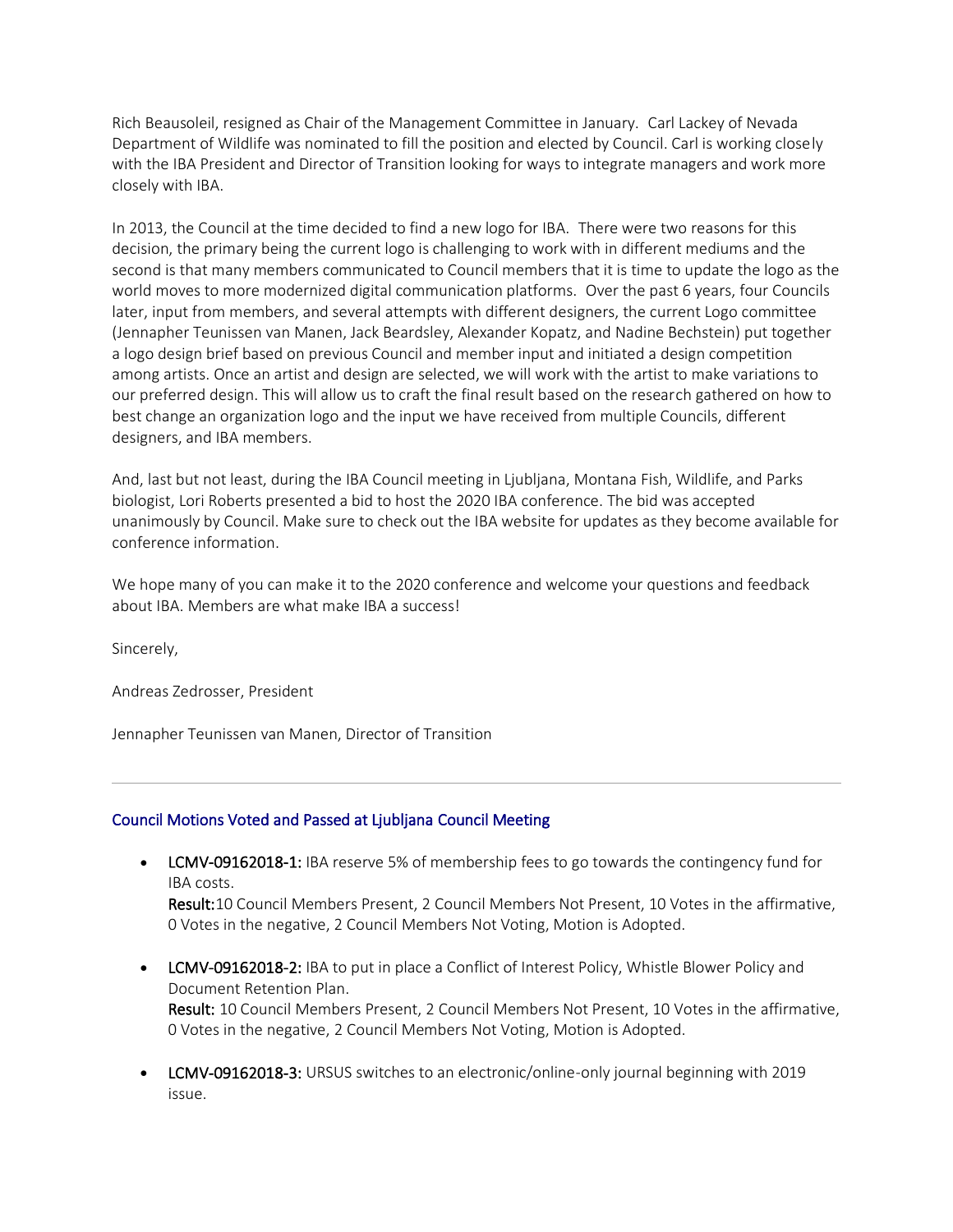Rich Beausoleil, resigned as Chair of the Management Committee in January. Carl Lackey of Nevada Department of Wildlife was nominated to fill the position and elected by Council. Carl is working closely with the IBA President and Director of Transition looking for ways to integrate managers and work more closely with IBA.

In 2013, the Council at the time decided to find a new logo for IBA. There were two reasons for this decision, the primary being the current logo is challenging to work with in different mediums and the second is that many members communicated to Council members that it is time to update the logo as the world moves to more modernized digital communication platforms. Over the past 6 years, four Councils later, input from members, and several attempts with different designers, the current Logo committee (Jennapher Teunissen van Manen, Jack Beardsley, Alexander Kopatz, and Nadine Bechstein) put together a logo design brief based on previous Council and member input and initiated a design competition among artists. Once an artist and design are selected, we will work with the artist to make variations to our preferred design. This will allow us to craft the final result based on the research gathered on how to best change an organization logo and the input we have received from multiple Councils, different designers, and IBA members.

And, last but not least, during the IBA Council meeting in Ljubljana, Montana Fish, Wildlife, and Parks biologist, Lori Roberts presented a bid to host the 2020 IBA conference. The bid was accepted unanimously by Council. Make sure to check out the IBA website for updates as they become available for conference information.

We hope many of you can make it to the 2020 conference and welcome your questions and feedback about IBA. Members are what make IBA a success!

Sincerely,

Andreas Zedrosser, President

Jennapher Teunissen van Manen, Director of Transition

---

## Council Motions Voted and Passed at Ljubljana Council Meeting

- **LCMV-09162018-1:** IBA reserve 5% of membership fees to go towards the contingency fund for IBA costs.
  **Result:** 10 Council Members Present, 2 Council Members Not Present, 10 Votes in the affirmative, 0 Votes in the negative, 2 Council Members Not Voting, Motion is Adopted.

- **LCMV-09162018-2:** IBA to put in place a Conflict of Interest Policy, Whistle Blower Policy and Document Retention Plan.
  **Result:** 10 Council Members Present, 2 Council Members Not Present, 10 Votes in the affirmative, 0 Votes in the negative, 2 Council Members Not Voting, Motion is Adopted.

- **LCMV-09162018-3:** URSUS switches to an electronic/online-only journal beginning with 2019 issue.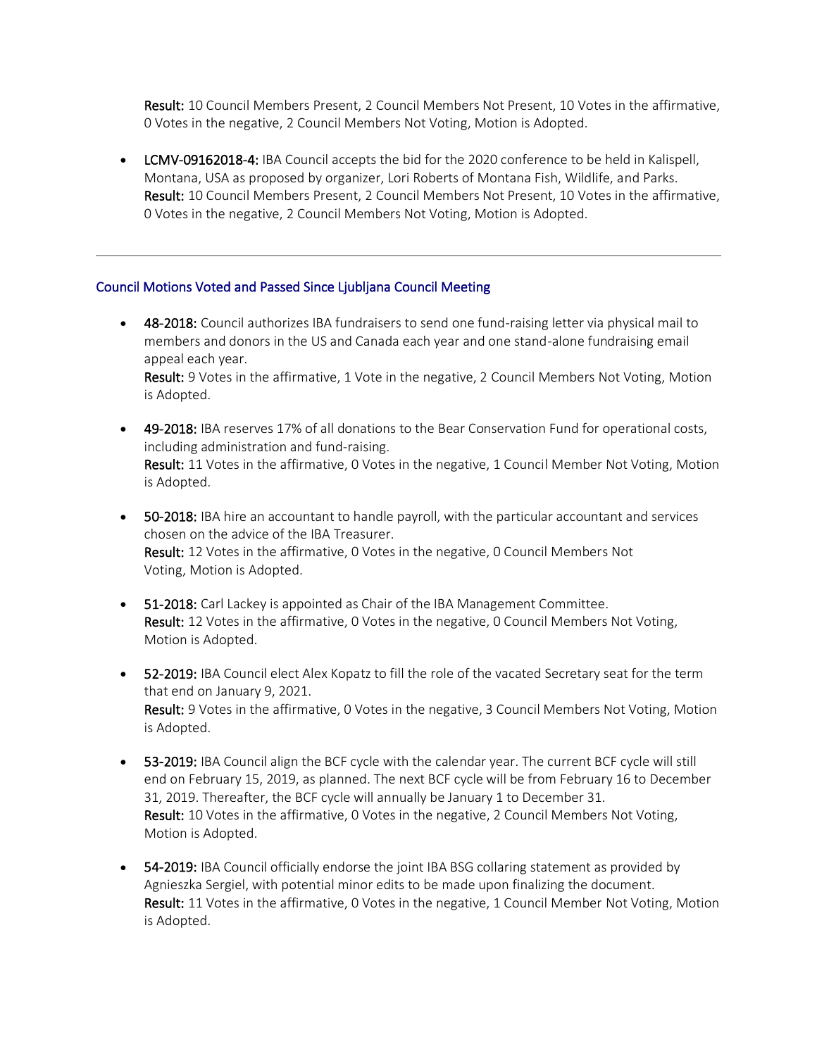**Result:** 10 Council Members Present, 2 Council Members Not Present, 10 Votes in the affirmative, 0 Votes in the negative, 2 Council Members Not Voting, Motion is Adopted.

- **LCMV-09162018-4:** IBA Council accepts the bid for the 2020 conference to be held in Kalispell, Montana, USA as proposed by organizer, Lori Roberts of Montana Fish, Wildlife, and Parks.
  **Result:** 10 Council Members Present, 2 Council Members Not Present, 10 Votes in the affirmative, 0 Votes in the negative, 2 Council Members Not Voting, Motion is Adopted.

---

## Council Motions Voted and Passed Since Ljubljana Council Meeting

- **48-2018:** Council authorizes IBA fundraisers to send one fund-raising letter via physical mail to members and donors in the US and Canada each year and one stand-alone fundraising email appeal each year.
  **Result:** 9 Votes in the affirmative, 1 Vote in the negative, 2 Council Members Not Voting, Motion is Adopted.

- **49-2018:** IBA reserves 17% of all donations to the Bear Conservation Fund for operational costs, including administration and fund-raising.
  **Result:** 11 Votes in the affirmative, 0 Votes in the negative, 1 Council Member Not Voting, Motion is Adopted.

- **50-2018:** IBA hire an accountant to handle payroll, with the particular accountant and services chosen on the advice of the IBA Treasurer.
  **Result:** 12 Votes in the affirmative, 0 Votes in the negative, 0 Council Members Not Voting, Motion is Adopted.

- **51-2018:** Carl Lackey is appointed as Chair of the IBA Management Committee.
  **Result:** 12 Votes in the affirmative, 0 Votes in the negative, 0 Council Members Not Voting, Motion is Adopted.

- **52-2019:** IBA Council elect Alex Kopatz to fill the role of the vacated Secretary seat for the term that end on January 9, 2021.
  **Result:** 9 Votes in the affirmative, 0 Votes in the negative, 3 Council Members Not Voting, Motion is Adopted.

- **53-2019:** IBA Council align the BCF cycle with the calendar year. The current BCF cycle will still end on February 15, 2019, as planned. The next BCF cycle will be from February 16 to December 31, 2019. Thereafter, the BCF cycle will annually be January 1 to December 31.
  **Result:** 10 Votes in the affirmative, 0 Votes in the negative, 2 Council Members Not Voting, Motion is Adopted.

- **54-2019:** IBA Council officially endorse the joint IBA BSG collaring statement as provided by Agnieszka Sergiel, with potential minor edits to be made upon finalizing the document.
  **Result:** 11 Votes in the affirmative, 0 Votes in the negative, 1 Council Member Not Voting, Motion is Adopted.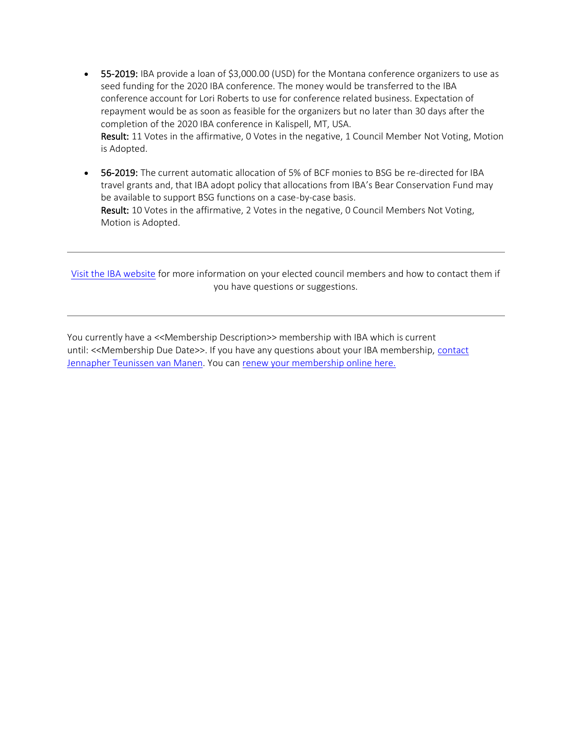- **55-2019:** IBA provide a loan of $3,000.00 (USD) for the Montana conference organizers to use as seed funding for the 2020 IBA conference. The money would be transferred to the IBA conference account for Lori Roberts to use for conference related business. Expectation of repayment would be as soon as feasible for the organizers but no later than 30 days after the completion of the 2020 IBA conference in Kalispell, MT, USA.
  **Result:** 11 Votes in the affirmative, 0 Votes in the negative, 1 Council Member Not Voting, Motion is Adopted.

- **56-2019:** The current automatic allocation of 5% of BCF monies to BSG be re-directed for IBA travel grants and, that IBA adopt policy that allocations from IBA's Bear Conservation Fund may be available to support BSG functions on a case-by-case basis.
  **Result:** 10 Votes in the affirmative, 2 Votes in the negative, 0 Council Members Not Voting, Motion is Adopted.

---

Visit the IBA website for more information on your elected council members and how to contact them if you have questions or suggestions.

---

You currently have a <<Membership Description>> membership with IBA which is current until: <<Membership Due Date>>. If you have any questions about your IBA membership, contact Jennapher Teunissen van Manen. You can renew your membership online here.